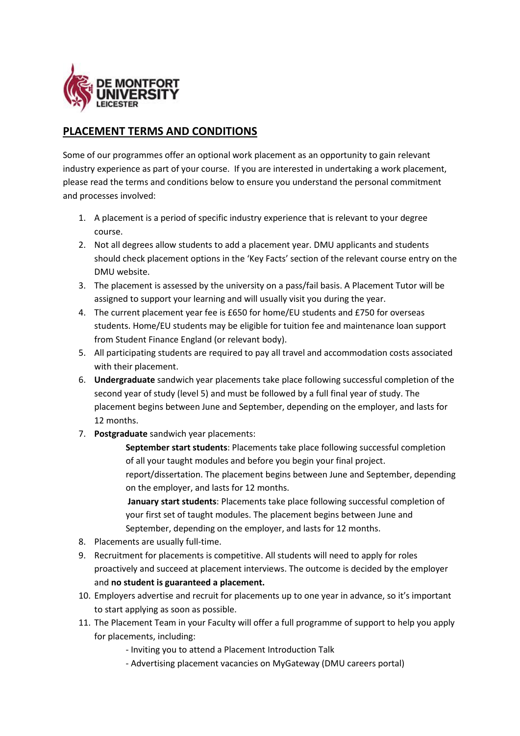## PLACEMENT TERMS AND CONDITIONS

Some of our programmes offer an optional work placement as an opportunity to gain relevant industry experience as part of your course. If you are interested in undertaking a work placement, please read the terms and conditions below to ensure you understand the personal commitment and processes involved:

1. A placement is a period of specific industry experience that is relevant to your degree course.
2. Not all degrees allow students to add a placement year. DMU applicants and students should check placement options in the 'Key Facts' section of the relevant course entry on the DMU website.
3. The placement is assessed by the university on a pass/fail basis. A Placement Tutor will be assigned to support your learning and will usually visit you during the year.
4. The current placement year fee is £650 for home/EU students and £750 for overseas students. Home/EU students may be eligible for tuition fee and maintenance loan support from Student Finance England (or relevant body).
5. All participating students are required to pay all travel and accommodation costs associated with their placement.
6. **Undergraduate** sandwich year placements take place following successful completion of the second year of study (level 5) and must be followed by a full final year of study. The placement begins between June and September, depending on the employer, and lasts for 12 months.
7. **Postgraduate** sandwich year placements:

   **September start students**: Placements take place following successful completion of all your taught modules and before you begin your final project. report/dissertation. The placement begins between June and September, depending on the employer, and lasts for 12 months.

   **January start students**: Placements take place following successful completion of your first set of taught modules. The placement begins between June and September, depending on the employer, and lasts for 12 months.
8. Placements are usually full-time.
9. Recruitment for placements is competitive. All students will need to apply for roles proactively and succeed at placement interviews. The outcome is decided by the employer and **no student is guaranteed a placement.**
10. Employers advertise and recruit for placements up to one year in advance, so it's important to start applying as soon as possible.
11. The Placement Team in your Faculty will offer a full programme of support to help you apply for placements, including:

    - Inviting you to attend a Placement Introduction Talk
    - Advertising placement vacancies on MyGateway (DMU careers portal)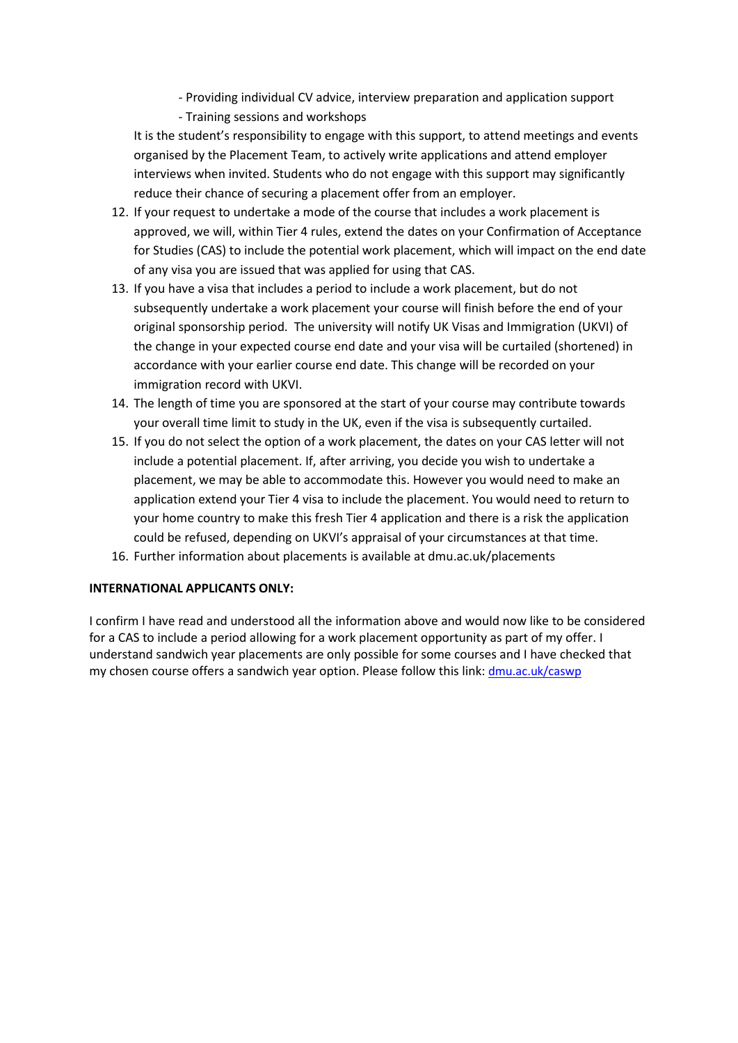- Providing individual CV advice, interview preparation and application support
- Training sessions and workshops

It is the student's responsibility to engage with this support, to attend meetings and events organised by the Placement Team, to actively write applications and attend employer interviews when invited. Students who do not engage with this support may significantly reduce their chance of securing a placement offer from an employer.

12. If your request to undertake a mode of the course that includes a work placement is approved, we will, within Tier 4 rules, extend the dates on your Confirmation of Acceptance for Studies (CAS) to include the potential work placement, which will impact on the end date of any visa you are issued that was applied for using that CAS.
13. If you have a visa that includes a period to include a work placement, but do not subsequently undertake a work placement your course will finish before the end of your original sponsorship period. The university will notify UK Visas and Immigration (UKVI) of the change in your expected course end date and your visa will be curtailed (shortened) in accordance with your earlier course end date. This change will be recorded on your immigration record with UKVI.
14. The length of time you are sponsored at the start of your course may contribute towards your overall time limit to study in the UK, even if the visa is subsequently curtailed.
15. If you do not select the option of a work placement, the dates on your CAS letter will not include a potential placement. If, after arriving, you decide you wish to undertake a placement, we may be able to accommodate this. However you would need to make an application extend your Tier 4 visa to include the placement. You would need to return to your home country to make this fresh Tier 4 application and there is a risk the application could be refused, depending on UKVI's appraisal of your circumstances at that time.
16. Further information about placements is available at dmu.ac.uk/placements

**INTERNATIONAL APPLICANTS ONLY:**

I confirm I have read and understood all the information above and would now like to be considered for a CAS to include a period allowing for a work placement opportunity as part of my offer. I understand sandwich year placements are only possible for some courses and I have checked that my chosen course offers a sandwich year option. Please follow this link: dmu.ac.uk/caswp